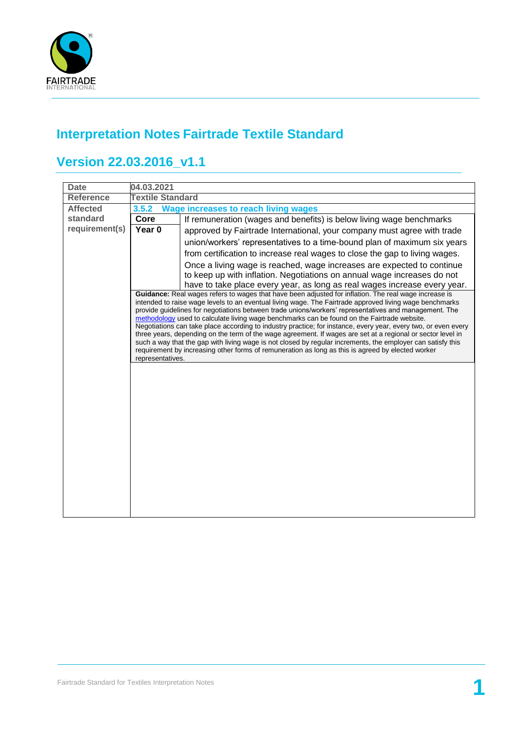FAIRTRADE INTERNATIONAL

# Interpretation Notes Fairtrade Textile Standard

## Version 22.03.2016_v1.1

| | | |
|---|---|---|
| **Date** | 04.03.2021 | |
| **Reference** | Textile Standard | |
| **Affected standard requirement(s)** | **3.5.2 Wage increases to reach living wages** | |
| | **Core**<br>**Year 0** | If remuneration (wages and benefits) is below living wage benchmarks approved by Fairtrade International, your company must agree with trade union/workers' representatives to a time-bound plan of maximum six years from certification to increase real wages to close the gap to living wages. Once a living wage is reached, wage increases are expected to continue to keep up with inflation. Negotiations on annual wage increases do not have to take place every year, as long as real wages increase every year. |
| | **Guidance:** Real wages refers to wages that have been adjusted for inflation. The real wage increase is intended to raise wage levels to an eventual living wage. The Fairtrade approved living wage benchmarks provide guidelines for negotiations between trade unions/workers' representatives and management. The methodology used to calculate living wage benchmarks can be found on the Fairtrade website. Negotiations can take place according to industry practice; for instance, every year, every two, or even every three years, depending on the term of the wage agreement. If wages are set at a regional or sector level in such a way that the gap with living wage is not closed by regular increments, the employer can satisfy this requirement by increasing other forms of remuneration as long as this is agreed by elected worker representatives. | |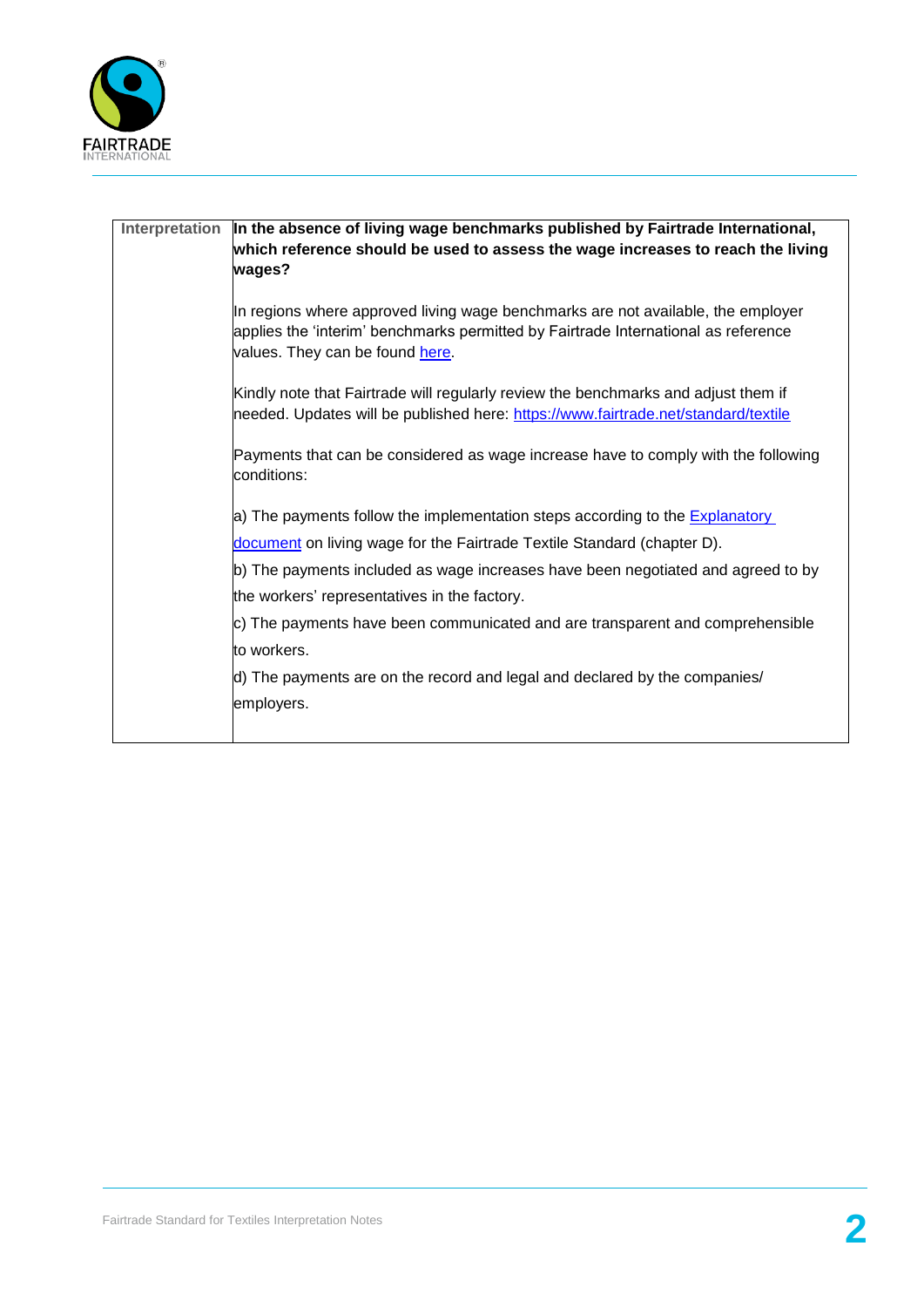| | |
|---|---|
| Interpretation | **In the absence of living wage benchmarks published by Fairtrade International, which reference should be used to assess the wage increases to reach the living wages?**<br><br>In regions where approved living wage benchmarks are not available, the employer applies the 'interim' benchmarks permitted by Fairtrade International as reference values. They can be found here.<br><br>Kindly note that Fairtrade will regularly review the benchmarks and adjust them if needed. Updates will be published here: https://www.fairtrade.net/standard/textile<br><br>Payments that can be considered as wage increase have to comply with the following conditions:<br><br>a) The payments follow the implementation steps according to the Explanatory document on living wage for the Fairtrade Textile Standard (chapter D).<br>b) The payments included as wage increases have been negotiated and agreed to by the workers' representatives in the factory.<br>c) The payments have been communicated and are transparent and comprehensible to workers.<br>d) The payments are on the record and legal and declared by the companies/ employers. |